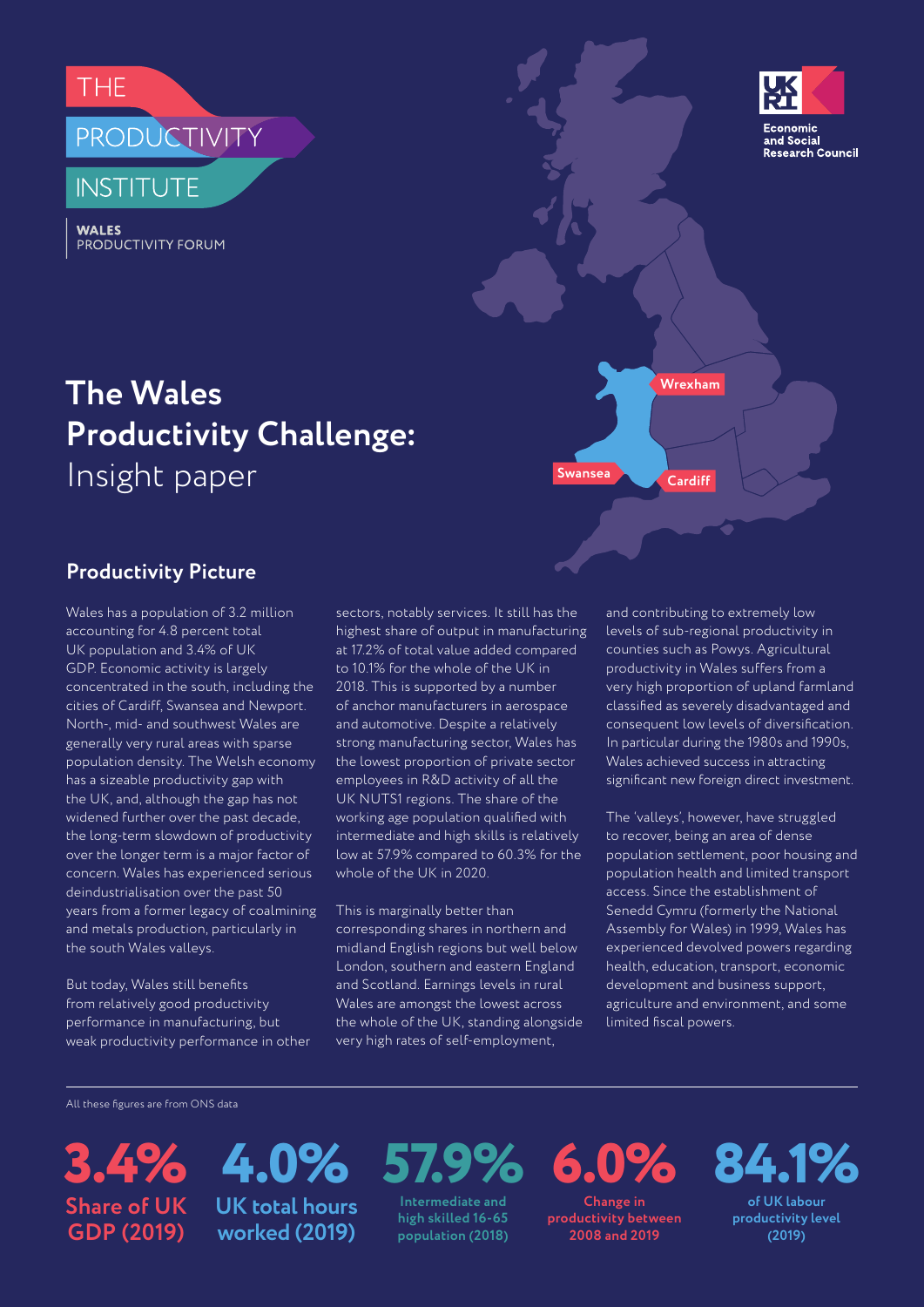THE PRODUCTIVITY INSTITUTE

**WALES**
PRODUCTIVITY FORUM

Economic and Social Research Council

# The Wales Productivity Challenge: Insight paper

## Productivity Picture

Wales has a population of 3.2 million accounting for 4.8 percent total UK population and 3.4% of UK GDP. Economic activity is largely concentrated in the south, including the cities of Cardiff, Swansea and Newport. North-, mid- and southwest Wales are generally very rural areas with sparse population density. The Welsh economy has a sizeable productivity gap with the UK, and, although the gap has not widened further over the past decade, the long-term slowdown of productivity over the longer term is a major factor of concern. Wales has experienced serious deindustrialisation over the past 50 years from a former legacy of coalmining and metals production, particularly in the south Wales valleys.

But today, Wales still benefits from relatively good productivity performance in manufacturing, but weak productivity performance in other sectors, notably services. It still has the highest share of output in manufacturing at 17.2% of total value added compared to 10.1% for the whole of the UK in 2018. This is supported by a number of anchor manufacturers in aerospace and automotive. Despite a relatively strong manufacturing sector, Wales has the lowest proportion of private sector employees in R&D activity of all the UK NUTS1 regions. The share of the working age population qualified with intermediate and high skills is relatively low at 57.9% compared to 60.3% for the whole of the UK in 2020.

This is marginally better than corresponding shares in northern and midland English regions but well below London, southern and eastern England and Scotland. Earnings levels in rural Wales are amongst the lowest across the whole of the UK, standing alongside very high rates of self-employment, and contributing to extremely low levels of sub-regional productivity in counties such as Powys. Agricultural productivity in Wales suffers from a very high proportion of upland farmland classified as severely disadvantaged and consequent low levels of diversification. In particular during the 1980s and 1990s, Wales achieved success in attracting significant new foreign direct investment.

The 'valleys', however, have struggled to recover, being an area of dense population settlement, poor housing and population health and limited transport access. Since the establishment of Senedd Cymru (formerly the National Assembly for Wales) in 1999, Wales has experienced devolved powers regarding health, education, transport, economic development and business support, agriculture and environment, and some limited fiscal powers.

All these figures are from ONS data

**3.4%** Share of UK GDP (2019)

**4.0%** UK total hours worked (2019)

**57.9%** Intermediate and high skilled 16-65 population (2018)

**6.0%** Change in productivity between 2008 and 2019

**84.1%** of UK labour productivity level (2019)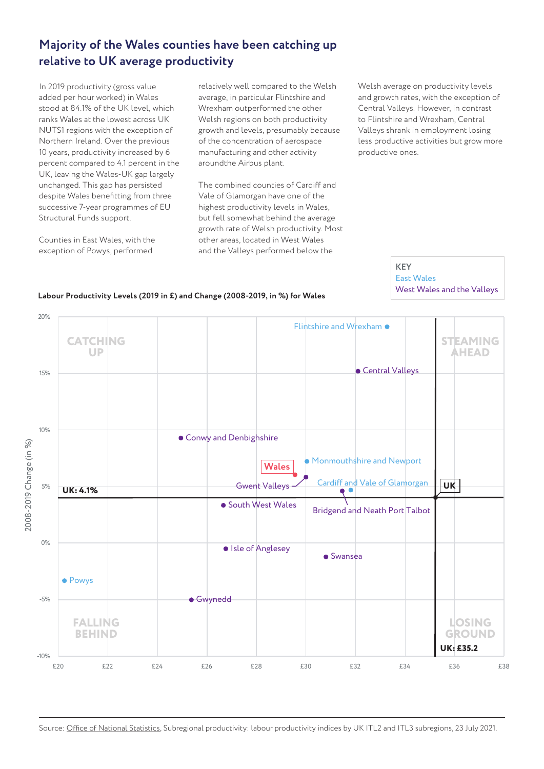## Majority of the Wales counties have been catching up relative to UK average productivity

In 2019 productivity (gross value added per hour worked) in Wales stood at 84.1% of the UK level, which ranks Wales at the lowest across UK NUTS1 regions with the exception of Northern Ireland. Over the previous 10 years, productivity increased by 6 percent compared to 4.1 percent in the UK, leaving the Wales-UK gap largely unchanged. This gap has persisted despite Wales benefitting from three successive 7-year programmes of EU Structural Funds support.

Counties in East Wales, with the exception of Powys, performed relatively well compared to the Welsh average, in particular Flintshire and Wrexham outperformed the other Welsh regions on both productivity growth and levels, presumably because of the concentration of aerospace manufacturing and other activity aroundthe Airbus plant.

The combined counties of Cardiff and Vale of Glamorgan have one of the highest productivity levels in Wales, but fell somewhat behind the average growth rate of Welsh productivity. Most other areas, located in West Wales and the Valleys performed below the Welsh average on productivity levels and growth rates, with the exception of Central Valleys. However, in contrast to Flintshire and Wrexham, Central Valleys shrank in employment losing less productive activities but grow more productive ones.

**Labour Productivity Levels (2019 in £) and Change (2008-2019, in %) for Wales**

KEY
East Wales
West Wales and the Valleys

Quadrants: CATCHING UP (top left), STEAMING AHEAD (top right), FALLING BEHIND (bottom left), LOSING GROUND (bottom right). Reference lines: UK: 4.1% (change), UK: £35.2 (level).

| Area | Group | 2019 productivity (£, approx.) | 2008-2019 change (%, approx.) |
|---|---|---|---|
| Flintshire and Wrexham | East Wales | 32.6 | 19 |
| Central Valleys | West Wales and the Valleys | 32.1 | 15 |
| Conwy and Denbighshire | West Wales and the Valleys | 25.0 | 9.2 |
| Monmouthshire and Newport | East Wales | 30.0 | 7.1 |
| Wales | – | 29.6 | 6 |
| Gwent Valleys | West Wales and the Valleys | 30.0 | 5.8 |
| Cardiff and Vale of Glamorgan | East Wales | 31.8 | 5.1 |
| Bridgend and Neath Port Talbot | West Wales and the Valleys | 31.5 | 5.0 |
| South West Wales | West Wales and the Valleys | 26.7 | 3.3 |
| Isle of Anglesey | West Wales and the Valleys | 26.8 | -0.5 |
| Swansea | West Wales and the Valleys | 30.8 | -1.2 |
| Powys | East Wales | 20.3 | -3.3 |
| Gwynedd | West Wales and the Valleys | 25.4 | -5.0 |
| UK | – | 35.2 | 4.1 |

Source: Office of National Statistics, Subregional productivity: labour productivity indices by UK ITL2 and ITL3 subregions, 23 July 2021.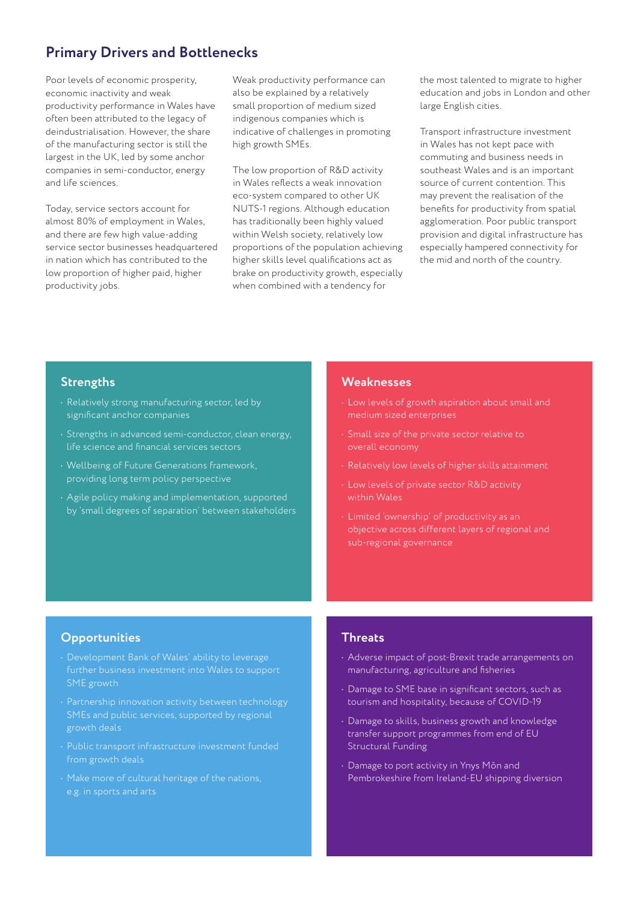## Primary Drivers and Bottlenecks

Poor levels of economic prosperity, economic inactivity and weak productivity performance in Wales have often been attributed to the legacy of deindustrialisation. However, the share of the manufacturing sector is still the largest in the UK, led by some anchor companies in semi-conductor, energy and life sciences.

Today, service sectors account for almost 80% of employment in Wales, and there are few high value-adding service sector businesses headquartered in nation which has contributed to the low proportion of higher paid, higher productivity jobs.

Weak productivity performance can also be explained by a relatively small proportion of medium sized indigenous companies which is indicative of challenges in promoting high growth SMEs.

The low proportion of R&D activity in Wales reflects a weak innovation eco-system compared to other UK NUTS-1 regions. Although education has traditionally been highly valued within Welsh society, relatively low proportions of the population achieving higher skills level qualifications act as brake on productivity growth, especially when combined with a tendency for the most talented to migrate to higher education and jobs in London and other large English cities.

Transport infrastructure investment in Wales has not kept pace with commuting and business needs in southeast Wales and is an important source of current contention. This may prevent the realisation of the benefits for productivity from spatial agglomeration. Poor public transport provision and digital infrastructure has especially hampered connectivity for the mid and north of the country.

### Strengths

- Relatively strong manufacturing sector, led by significant anchor companies
- Strengths in advanced semi-conductor, clean energy, life science and financial services sectors
- Wellbeing of Future Generations framework, providing long term policy perspective
- Agile policy making and implementation, supported by 'small degrees of separation' between stakeholders

### Weaknesses

- Low levels of growth aspiration about small and medium sized enterprises
- Small size of the private sector relative to overall economy
- Relatively low levels of higher skills attainment
- Low levels of private sector R&D activity within Wales
- Limited 'ownership' of productivity as an objective across different layers of regional and sub-regional governance

### Opportunities

- Development Bank of Wales' ability to leverage further business investment into Wales to support SME growth
- Partnership innovation activity between technology SMEs and public services, supported by regional growth deals
- Public transport infrastructure investment funded from growth deals
- Make more of cultural heritage of the nations, e.g. in sports and arts

### Threats

- Adverse impact of post-Brexit trade arrangements on manufacturing, agriculture and fisheries
- Damage to SME base in significant sectors, such as tourism and hospitality, because of COVID-19
- Damage to skills, business growth and knowledge transfer support programmes from end of EU Structural Funding
- Damage to port activity in Ynys Môn and Pembrokeshire from Ireland-EU shipping diversion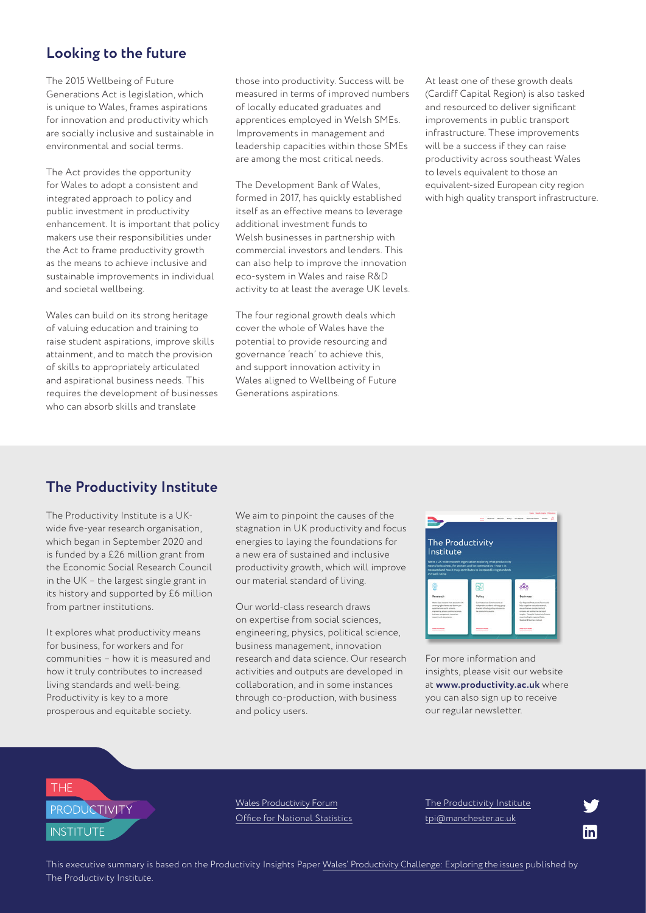## Looking to the future

The 2015 Wellbeing of Future Generations Act is legislation, which is unique to Wales, frames aspirations for innovation and productivity which are socially inclusive and sustainable in environmental and social terms.

The Act provides the opportunity for Wales to adopt a consistent and integrated approach to policy and public investment in productivity enhancement. It is important that policy makers use their responsibilities under the Act to frame productivity growth as the means to achieve inclusive and sustainable improvements in individual and societal wellbeing.

Wales can build on its strong heritage of valuing education and training to raise student aspirations, improve skills attainment, and to match the provision of skills to appropriately articulated and aspirational business needs. This requires the development of businesses who can absorb skills and translate those into productivity. Success will be measured in terms of improved numbers of locally educated graduates and apprentices employed in Welsh SMEs. Improvements in management and leadership capacities within those SMEs are among the most critical needs.

The Development Bank of Wales, formed in 2017, has quickly established itself as an effective means to leverage additional investment funds to Welsh businesses in partnership with commercial investors and lenders. This can also help to improve the innovation eco-system in Wales and raise R&D activity to at least the average UK levels.

The four regional growth deals which cover the whole of Wales have the potential to provide resourcing and governance 'reach' to achieve this, and support innovation activity in Wales aligned to Wellbeing of Future Generations aspirations.

At least one of these growth deals (Cardiff Capital Region) is also tasked and resourced to deliver significant improvements in public transport infrastructure. These improvements will be a success if they can raise productivity across southeast Wales to levels equivalent to those an equivalent-sized European city region with high quality transport infrastructure.

## The Productivity Institute

The Productivity Institute is a UK-wide five-year research organisation, which began in September 2020 and is funded by a £26 million grant from the Economic Social Research Council in the UK – the largest single grant in its history and supported by £6 million from partner institutions.

It explores what productivity means for business, for workers and for communities – how it is measured and how it truly contributes to increased living standards and well-being. Productivity is key to a more prosperous and equitable society.

We aim to pinpoint the causes of the stagnation in UK productivity and focus energies to laying the foundations for a new era of sustained and inclusive productivity growth, which will improve our material standard of living.

Our world-class research draws on expertise from social sciences, engineering, physics, political science, business management, innovation research and data science. Our research activities and outputs are developed in collaboration, and in some instances through co-production, with business and policy users.

For more information and insights, please visit our website at **www.productivity.ac.uk** where you can also sign up to receive our regular newsletter.

THE PRODUCTIVITY INSTITUTE

Wales Productivity Forum
Office for National Statistics

The Productivity Institute
tpi@manchester.ac.uk

This executive summary is based on the Productivity Insights Paper Wales' Productivity Challenge: Exploring the issues published by The Productivity Institute.